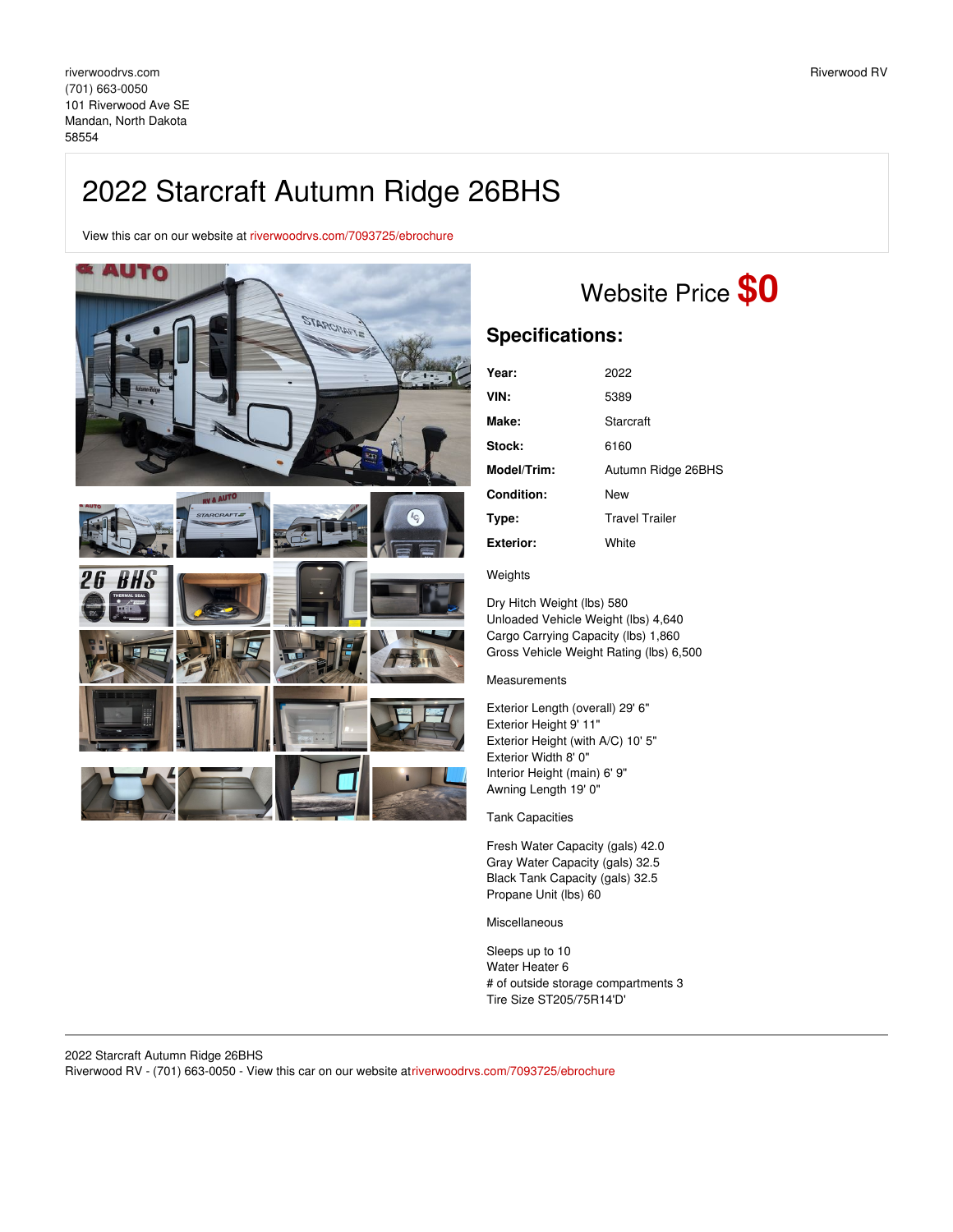riverwoodrvs.com
(701) 663-0050
101 Riverwood Ave SE
Mandan, North Dakota
58554

Riverwood RV

# 2022 Starcraft Autumn Ridge 26BHS

View this car on our website at riverwoodrvs.com/7093725/ebrochure

## Website Price **$0**

## Specifications:

| | |
|---|---|
| **Year:** | 2022 |
| **VIN:** | 5389 |
| **Make:** | Starcraft |
| **Stock:** | 6160 |
| **Model/Trim:** | Autumn Ridge 26BHS |
| **Condition:** | New |
| **Type:** | Travel Trailer |
| **Exterior:** | White |

Weights

Dry Hitch Weight (lbs) 580
Unloaded Vehicle Weight (lbs) 4,640
Cargo Carrying Capacity (lbs) 1,860
Gross Vehicle Weight Rating (lbs) 6,500

Measurements

Exterior Length (overall) 29' 6"
Exterior Height 9' 11"
Exterior Height (with A/C) 10' 5"
Exterior Width 8' 0"
Interior Height (main) 6' 9"
Awning Length 19' 0"

Tank Capacities

Fresh Water Capacity (gals) 42.0
Gray Water Capacity (gals) 32.5
Black Tank Capacity (gals) 32.5
Propane Unit (lbs) 60

Miscellaneous

Sleeps up to 10
Water Heater 6
# of outside storage compartments 3
Tire Size ST205/75R14'D'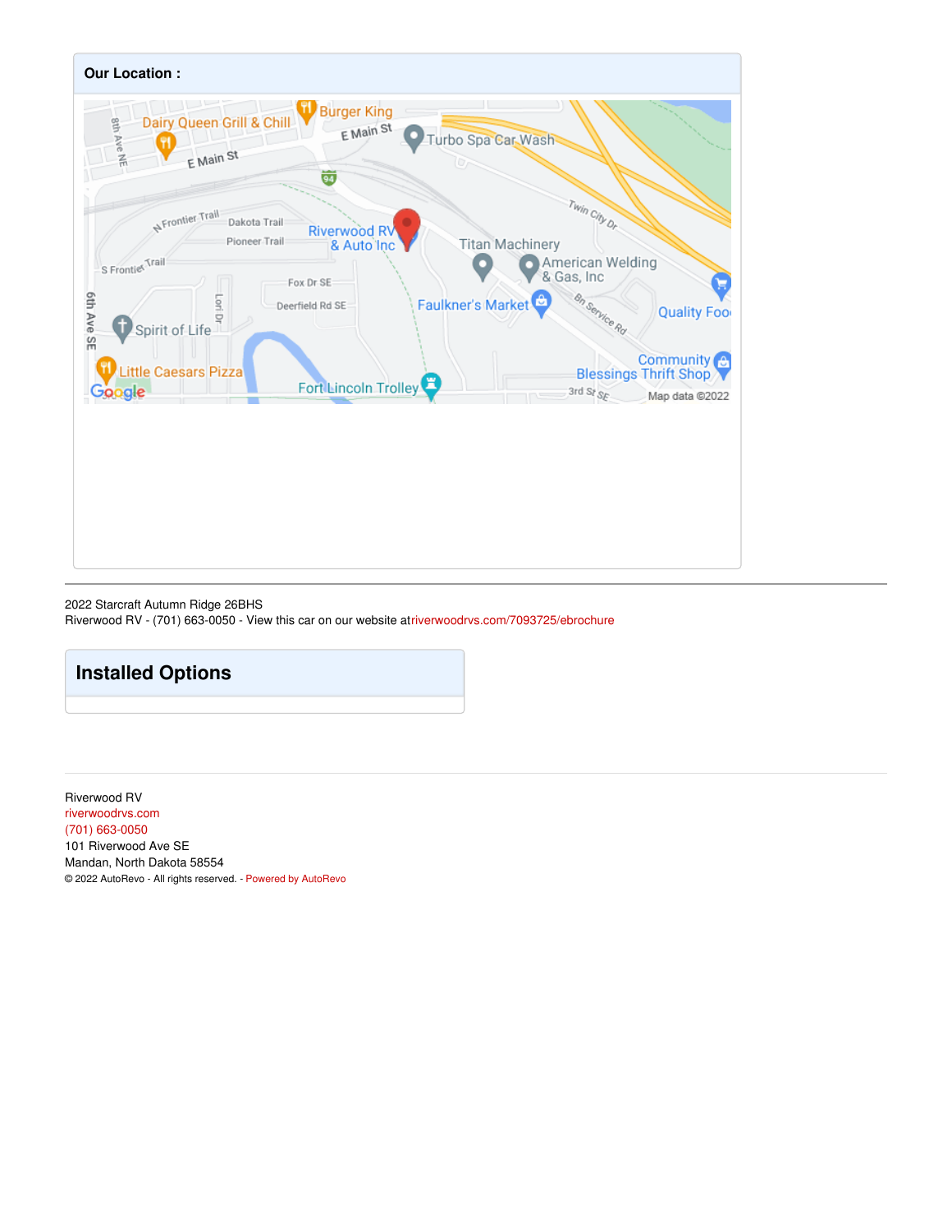**Our Location :**

---

2022 Starcraft Autumn Ridge 26BHS
Riverwood RV - (701) 663-0050 - View this car on our website atriverwoodrvs.com/7093725/ebrochure

## Installed Options

---

Riverwood RV
riverwoodrvs.com
(701) 663-0050
101 Riverwood Ave SE
Mandan, North Dakota 58554
© 2022 AutoRevo - All rights reserved. - Powered by AutoRevo